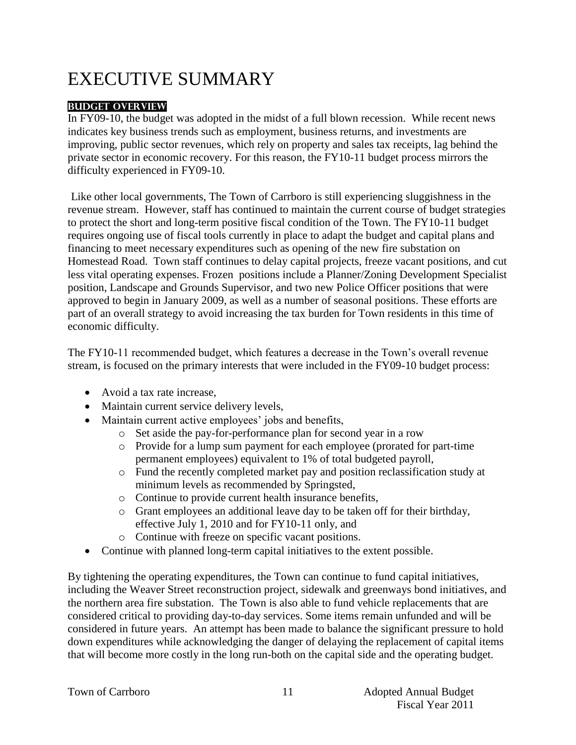# EXECUTIVE SUMMARY

## BUDGET OVERVIEW

In FY09-10, the budget was adopted in the midst of a full blown recession. While recent news indicates key business trends such as employment, business returns, and investments are improving, public sector revenues, which rely on property and sales tax receipts, lag behind the private sector in economic recovery. For this reason, the FY10-11 budget process mirrors the difficulty experienced in FY09-10.

Like other local governments, The Town of Carrboro is still experiencing sluggishness in the revenue stream. However, staff has continued to maintain the current course of budget strategies to protect the short and long-term positive fiscal condition of the Town. The FY10-11 budget requires ongoing use of fiscal tools currently in place to adapt the budget and capital plans and financing to meet necessary expenditures such as opening of the new fire substation on Homestead Road. Town staff continues to delay capital projects, freeze vacant positions, and cut less vital operating expenses. Frozen positions include a Planner/Zoning Development Specialist position, Landscape and Grounds Supervisor, and two new Police Officer positions that were approved to begin in January 2009, as well as a number of seasonal positions. These efforts are part of an overall strategy to avoid increasing the tax burden for Town residents in this time of economic difficulty.

The FY10-11 recommended budget, which features a decrease in the Town's overall revenue stream, is focused on the primary interests that were included in the FY09-10 budget process:

- Avoid a tax rate increase,
- Maintain current service delivery levels,
- Maintain current active employees' jobs and benefits,
  - Set aside the pay-for-performance plan for second year in a row
  - Provide for a lump sum payment for each employee (prorated for part-time permanent employees) equivalent to 1% of total budgeted payroll,
  - Fund the recently completed market pay and position reclassification study at minimum levels as recommended by Springsted,
  - Continue to provide current health insurance benefits,
  - Grant employees an additional leave day to be taken off for their birthday, effective July 1, 2010 and for FY10-11 only, and
  - Continue with freeze on specific vacant positions.
- Continue with planned long-term capital initiatives to the extent possible.

By tightening the operating expenditures, the Town can continue to fund capital initiatives, including the Weaver Street reconstruction project, sidewalk and greenways bond initiatives, and the northern area fire substation. The Town is also able to fund vehicle replacements that are considered critical to providing day-to-day services. Some items remain unfunded and will be considered in future years. An attempt has been made to balance the significant pressure to hold down expenditures while acknowledging the danger of delaying the replacement of capital items that will become more costly in the long run-both on the capital side and the operating budget.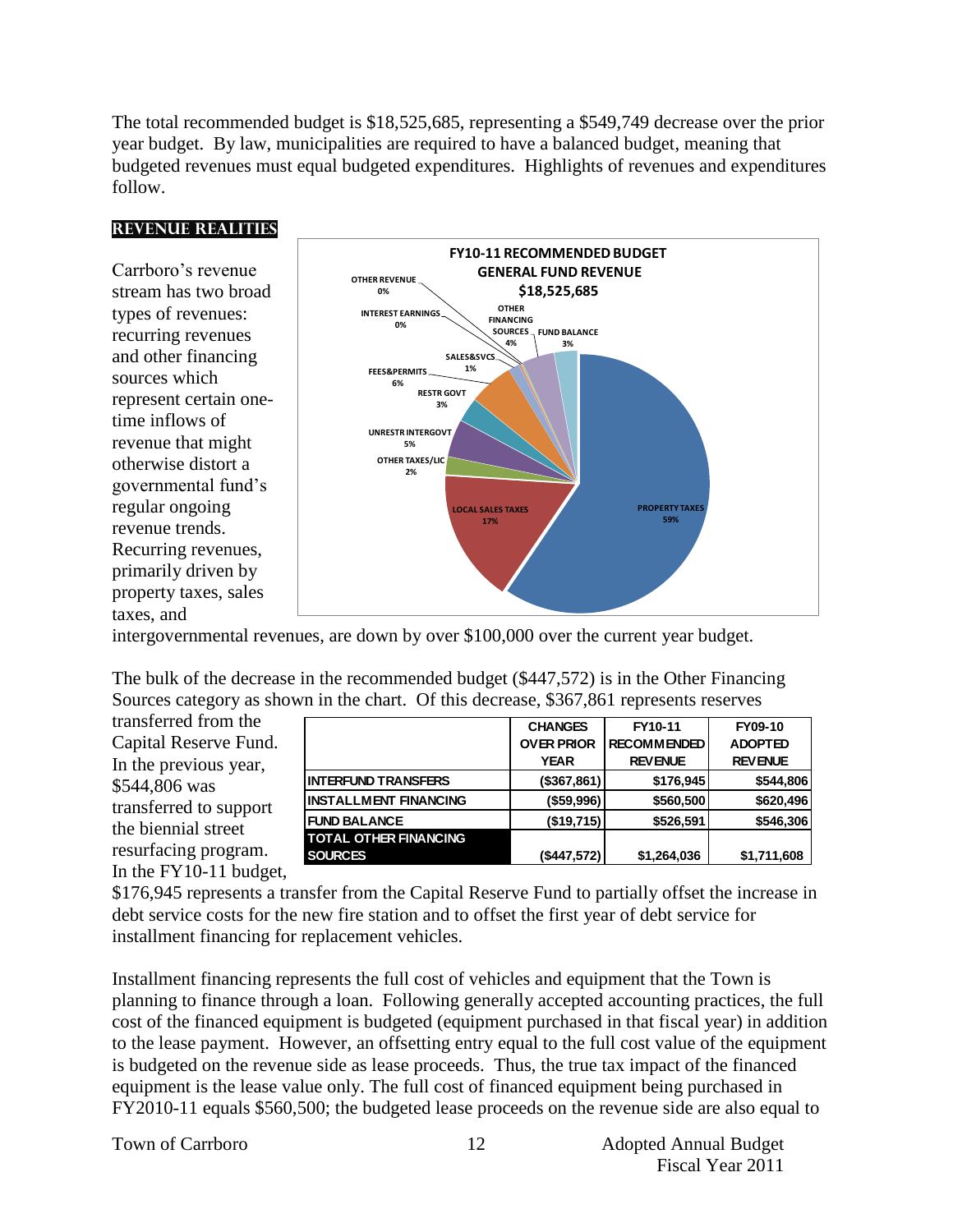The total recommended budget is $18,525,685, representing a $549,749 decrease over the prior year budget. By law, municipalities are required to have a balanced budget, meaning that budgeted revenues must equal budgeted expenditures. Highlights of revenues and expenditures follow.

## REVENUE REALITIES

Carrboro's revenue stream has two broad types of revenues: recurring revenues and other financing sources which represent certain one-time inflows of revenue that might otherwise distort a governmental fund's regular ongoing revenue trends. Recurring revenues, primarily driven by property taxes, sales taxes, and intergovernmental revenues, are down by over $100,000 over the current year budget.

**FY10-11 RECOMMENDED BUDGET GENERAL FUND REVENUE $18,525,685**

| Category | Percent |
|---|---|
| PROPERTY TAXES | 59% |
| LOCAL SALES TAXES | 17% |
| OTHER TAXES/LIC | 2% |
| UNRESTR INTERGOVT | 5% |
| RESTR GOVT | 3% |
| FEES&PERMITS | 6% |
| SALES&SVCS | 1% |
| INTEREST EARNINGS | 0% |
| OTHER REVENUE | 0% |
| OTHER FINANCING SOURCES | 4% |
| FUND BALANCE | 3% |

The bulk of the decrease in the recommended budget ($447,572) is in the Other Financing Sources category as shown in the chart. Of this decrease, $367,861 represents reserves transferred from the Capital Reserve Fund. In the previous year, $544,806 was transferred to support the biennial street resurfacing program. In the FY10-11 budget, $176,945 represents a transfer from the Capital Reserve Fund to partially offset the increase in debt service costs for the new fire station and to offset the first year of debt service for installment financing for replacement vehicles.

| | CHANGES OVER PRIOR YEAR | FY10-11 RECOMMENDED REVENUE | FY09-10 ADOPTED REVENUE |
|---|---|---|---|
| INTERFUND TRANSFERS | ($367,861) | $176,945 | $544,806 |
| INSTALLMENT FINANCING | ($59,996) | $560,500 | $620,496 |
| FUND BALANCE | ($19,715) | $526,591 | $546,306 |
| TOTAL OTHER FINANCING SOURCES | ($447,572) | $1,264,036 | $1,711,608 |

Installment financing represents the full cost of vehicles and equipment that the Town is planning to finance through a loan. Following generally accepted accounting practices, the full cost of the financed equipment is budgeted (equipment purchased in that fiscal year) in addition to the lease payment. However, an offsetting entry equal to the full cost value of the equipment is budgeted on the revenue side as lease proceeds. Thus, the true tax impact of the financed equipment is the lease value only. The full cost of financed equipment being purchased in FY2010-11 equals $560,500; the budgeted lease proceeds on the revenue side are also equal to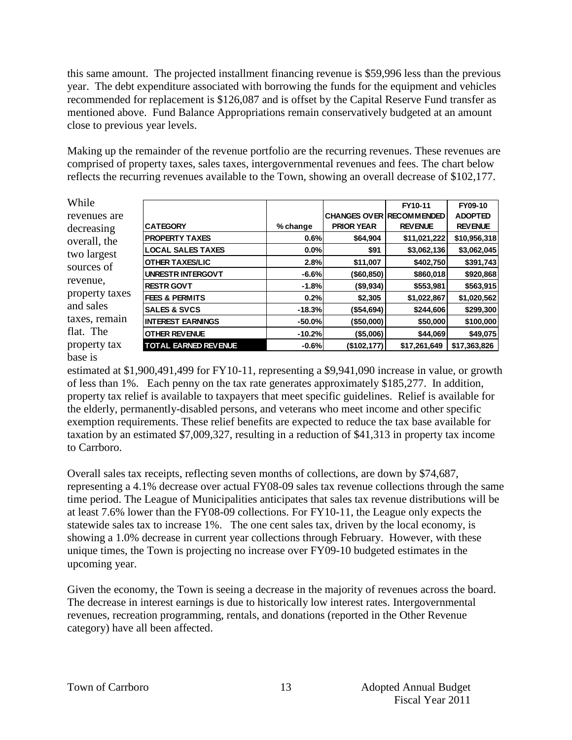this same amount. The projected installment financing revenue is $59,996 less than the previous year. The debt expenditure associated with borrowing the funds for the equipment and vehicles recommended for replacement is $126,087 and is offset by the Capital Reserve Fund transfer as mentioned above. Fund Balance Appropriations remain conservatively budgeted at an amount close to previous year levels.

Making up the remainder of the revenue portfolio are the recurring revenues. These revenues are comprised of property taxes, sales taxes, intergovernmental revenues and fees. The chart below reflects the recurring revenues available to the Town, showing an overall decrease of $102,177.

| CATEGORY | % change | CHANGES OVER PRIOR YEAR | FY10-11 RECOMMENDED REVENUE | FY09-10 ADOPTED REVENUE |
|---|---|---|---|---|
| PROPERTY TAXES | 0.6% | $64,904 | $11,021,222 | $10,956,318 |
| LOCAL SALES TAXES | 0.0% | $91 | $3,062,136 | $3,062,045 |
| OTHER TAXES/LIC | 2.8% | $11,007 | $402,750 | $391,743 |
| UNRESTR INTERGOVT | -6.6% | ($60,850) | $860,018 | $920,868 |
| RESTR GOVT | -1.8% | ($9,934) | $553,981 | $563,915 |
| FEES & PERMITS | 0.2% | $2,305 | $1,022,867 | $1,020,562 |
| SALES & SVCS | -18.3% | ($54,694) | $244,606 | $299,300 |
| INTEREST EARNINGS | -50.0% | ($50,000) | $50,000 | $100,000 |
| OTHER REVENUE | -10.2% | ($5,006) | $44,069 | $49,075 |
| TOTAL EARNED REVENUE | -0.6% | ($102,177) | $17,261,649 | $17,363,826 |

While revenues are decreasing overall, the two largest sources of revenue, property taxes and sales taxes, remain flat. The property tax base is estimated at $1,900,491,499 for FY10-11, representing a $9,941,090 increase in value, or growth of less than 1%. Each penny on the tax rate generates approximately $185,277. In addition, property tax relief is available to taxpayers that meet specific guidelines. Relief is available for the elderly, permanently-disabled persons, and veterans who meet income and other specific exemption requirements. These relief benefits are expected to reduce the tax base available for taxation by an estimated $7,009,327, resulting in a reduction of $41,313 in property tax income to Carrboro.

Overall sales tax receipts, reflecting seven months of collections, are down by $74,687, representing a 4.1% decrease over actual FY08-09 sales tax revenue collections through the same time period. The League of Municipalities anticipates that sales tax revenue distributions will be at least 7.6% lower than the FY08-09 collections. For FY10-11, the League only expects the statewide sales tax to increase 1%. The one cent sales tax, driven by the local economy, is showing a 1.0% decrease in current year collections through February. However, with these unique times, the Town is projecting no increase over FY09-10 budgeted estimates in the upcoming year.

Given the economy, the Town is seeing a decrease in the majority of revenues across the board. The decrease in interest earnings is due to historically low interest rates. Intergovernmental revenues, recreation programming, rentals, and donations (reported in the Other Revenue category) have all been affected.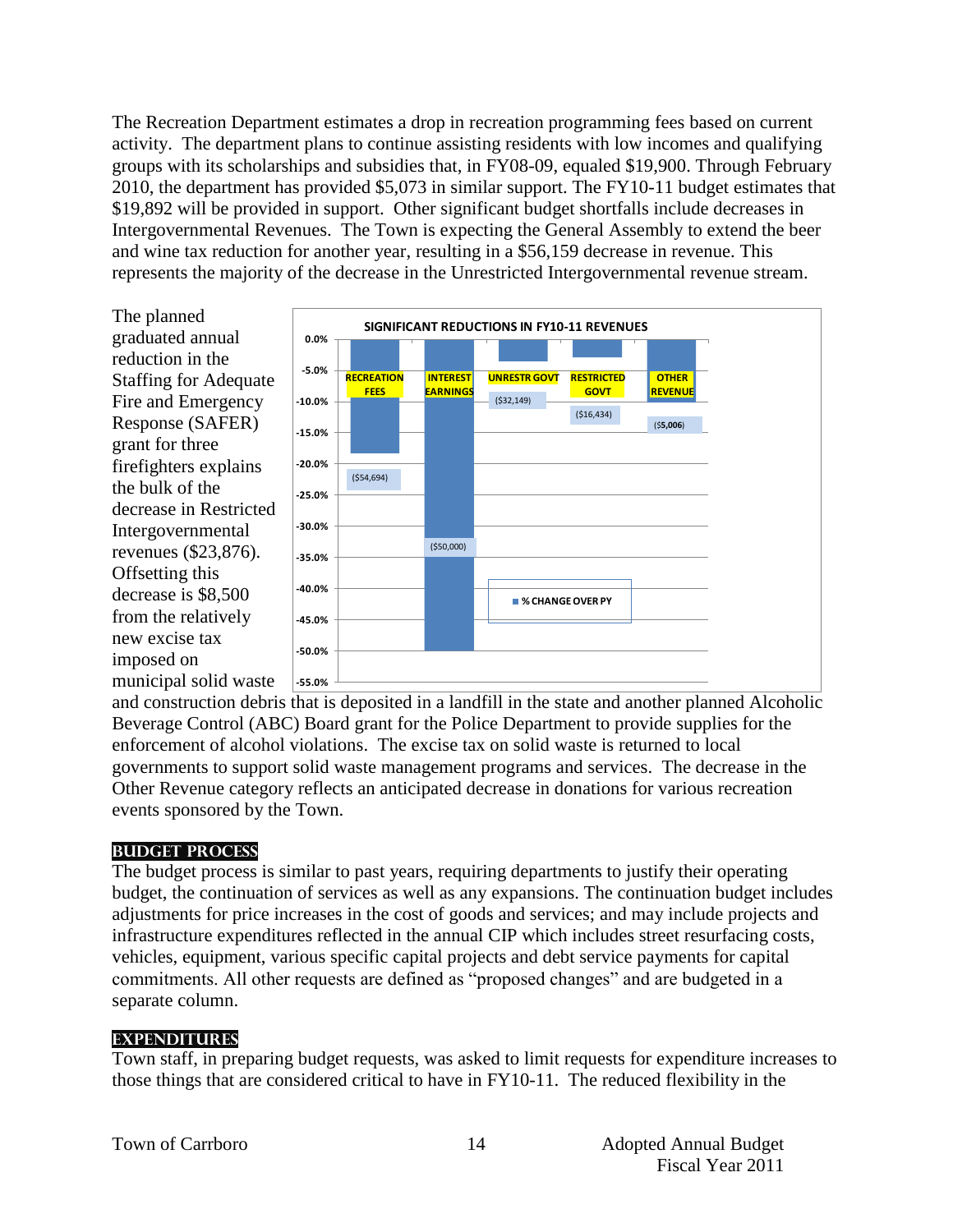The Recreation Department estimates a drop in recreation programming fees based on current activity. The department plans to continue assisting residents with low incomes and qualifying groups with its scholarships and subsidies that, in FY08-09, equaled $19,900. Through February 2010, the department has provided $5,073 in similar support. The FY10-11 budget estimates that $19,892 will be provided in support. Other significant budget shortfalls include decreases in Intergovernmental Revenues. The Town is expecting the General Assembly to extend the beer and wine tax reduction for another year, resulting in a $56,159 decrease in revenue. This represents the majority of the decrease in the Unrestricted Intergovernmental revenue stream.

**SIGNIFICANT REDUCTIONS IN FY10-11 REVENUES**

| Category | Amount |
|---|---|
| RECREATION FEES | ($54,694) |
| INTEREST EARNINGS | ($50,000) |
| UNRESTR GOVT | ($32,149) |
| RESTRICTED GOVT | ($16,434) |
| OTHER REVENUE | ($5,006) |

■ % CHANGE OVER PY

The planned graduated annual reduction in the Staffing for Adequate Fire and Emergency Response (SAFER) grant for three firefighters explains the bulk of the decrease in Restricted Intergovernmental revenues ($23,876). Offsetting this decrease is $8,500 from the relatively new excise tax imposed on municipal solid waste and construction debris that is deposited in a landfill in the state and another planned Alcoholic Beverage Control (ABC) Board grant for the Police Department to provide supplies for the enforcement of alcohol violations. The excise tax on solid waste is returned to local governments to support solid waste management programs and services. The decrease in the Other Revenue category reflects an anticipated decrease in donations for various recreation events sponsored by the Town.

## BUDGET PROCESS

The budget process is similar to past years, requiring departments to justify their operating budget, the continuation of services as well as any expansions. The continuation budget includes adjustments for price increases in the cost of goods and services; and may include projects and infrastructure expenditures reflected in the annual CIP which includes street resurfacing costs, vehicles, equipment, various specific capital projects and debt service payments for capital commitments. All other requests are defined as "proposed changes" and are budgeted in a separate column.

## EXPENDITURES

Town staff, in preparing budget requests, was asked to limit requests for expenditure increases to those things that are considered critical to have in FY10-11. The reduced flexibility in the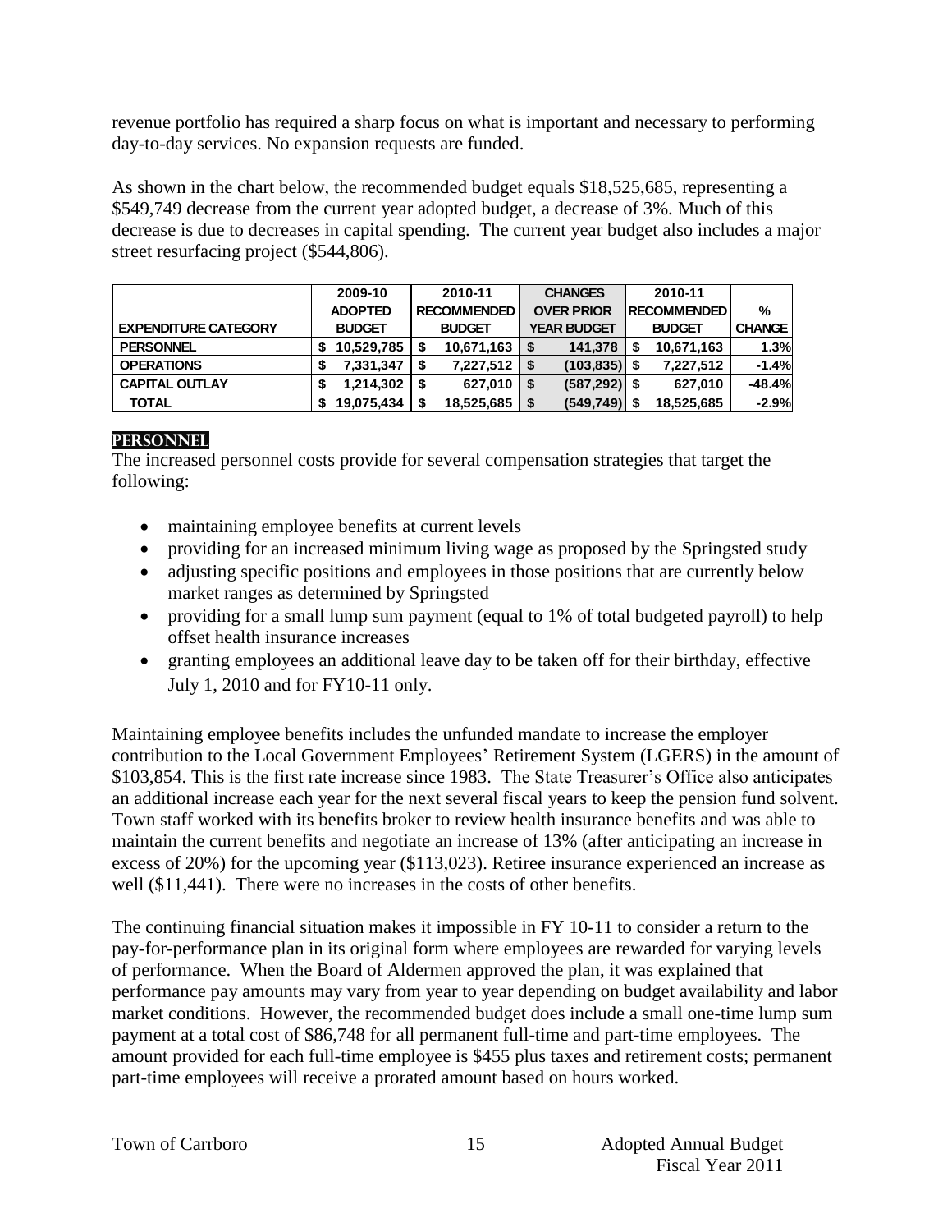revenue portfolio has required a sharp focus on what is important and necessary to performing day-to-day services. No expansion requests are funded.

As shown in the chart below, the recommended budget equals $18,525,685, representing a $549,749 decrease from the current year adopted budget, a decrease of 3%. Much of this decrease is due to decreases in capital spending. The current year budget also includes a major street resurfacing project ($544,806).

| EXPENDITURE CATEGORY | 2009-10 ADOPTED BUDGET | 2010-11 RECOMMENDED BUDGET | CHANGES OVER PRIOR YEAR BUDGET | 2010-11 RECOMMENDED BUDGET | % CHANGE |
|---|---|---|---|---|---|
| PERSONNEL | $ 10,529,785 | $ 10,671,163 | $ 141,378 | $ 10,671,163 | 1.3% |
| OPERATIONS | $ 7,331,347 | $ 7,227,512 | $ (103,835) | $ 7,227,512 | -1.4% |
| CAPITAL OUTLAY | $ 1,214,302 | $ 627,010 | $ (587,292) | $ 627,010 | -48.4% |
| TOTAL | $ 19,075,434 | $ 18,525,685 | $ (549,749) | $ 18,525,685 | -2.9% |

## PERSONNEL

The increased personnel costs provide for several compensation strategies that target the following:

- maintaining employee benefits at current levels
- providing for an increased minimum living wage as proposed by the Springsted study
- adjusting specific positions and employees in those positions that are currently below market ranges as determined by Springsted
- providing for a small lump sum payment (equal to 1% of total budgeted payroll) to help offset health insurance increases
- granting employees an additional leave day to be taken off for their birthday, effective July 1, 2010 and for FY10-11 only.

Maintaining employee benefits includes the unfunded mandate to increase the employer contribution to the Local Government Employees' Retirement System (LGERS) in the amount of $103,854. This is the first rate increase since 1983. The State Treasurer's Office also anticipates an additional increase each year for the next several fiscal years to keep the pension fund solvent. Town staff worked with its benefits broker to review health insurance benefits and was able to maintain the current benefits and negotiate an increase of 13% (after anticipating an increase in excess of 20%) for the upcoming year ($113,023). Retiree insurance experienced an increase as well ($11,441). There were no increases in the costs of other benefits.

The continuing financial situation makes it impossible in FY 10-11 to consider a return to the pay-for-performance plan in its original form where employees are rewarded for varying levels of performance. When the Board of Aldermen approved the plan, it was explained that performance pay amounts may vary from year to year depending on budget availability and labor market conditions. However, the recommended budget does include a small one-time lump sum payment at a total cost of $86,748 for all permanent full-time and part-time employees. The amount provided for each full-time employee is $455 plus taxes and retirement costs; permanent part-time employees will receive a prorated amount based on hours worked.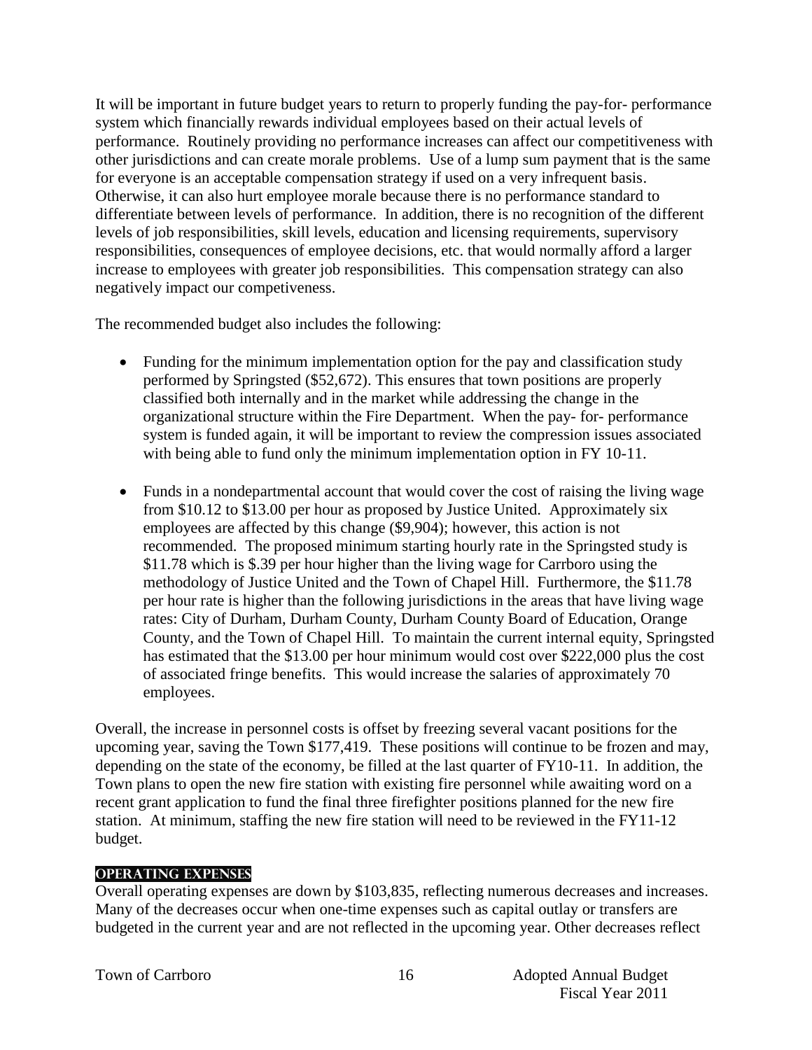It will be important in future budget years to return to properly funding the pay-for- performance system which financially rewards individual employees based on their actual levels of performance. Routinely providing no performance increases can affect our competitiveness with other jurisdictions and can create morale problems. Use of a lump sum payment that is the same for everyone is an acceptable compensation strategy if used on a very infrequent basis. Otherwise, it can also hurt employee morale because there is no performance standard to differentiate between levels of performance. In addition, there is no recognition of the different levels of job responsibilities, skill levels, education and licensing requirements, supervisory responsibilities, consequences of employee decisions, etc. that would normally afford a larger increase to employees with greater job responsibilities. This compensation strategy can also negatively impact our competiveness.

The recommended budget also includes the following:

- Funding for the minimum implementation option for the pay and classification study performed by Springsted ($52,672). This ensures that town positions are properly classified both internally and in the market while addressing the change in the organizational structure within the Fire Department. When the pay- for- performance system is funded again, it will be important to review the compression issues associated with being able to fund only the minimum implementation option in FY 10-11.

- Funds in a nondepartmental account that would cover the cost of raising the living wage from $10.12 to $13.00 per hour as proposed by Justice United. Approximately six employees are affected by this change ($9,904); however, this action is not recommended. The proposed minimum starting hourly rate in the Springsted study is $11.78 which is $.39 per hour higher than the living wage for Carrboro using the methodology of Justice United and the Town of Chapel Hill. Furthermore, the $11.78 per hour rate is higher than the following jurisdictions in the areas that have living wage rates: City of Durham, Durham County, Durham County Board of Education, Orange County, and the Town of Chapel Hill. To maintain the current internal equity, Springsted has estimated that the $13.00 per hour minimum would cost over $222,000 plus the cost of associated fringe benefits. This would increase the salaries of approximately 70 employees.

Overall, the increase in personnel costs is offset by freezing several vacant positions for the upcoming year, saving the Town $177,419. These positions will continue to be frozen and may, depending on the state of the economy, be filled at the last quarter of FY10-11. In addition, the Town plans to open the new fire station with existing fire personnel while awaiting word on a recent grant application to fund the final three firefighter positions planned for the new fire station. At minimum, staffing the new fire station will need to be reviewed in the FY11-12 budget.

## OPERATING EXPENSES

Overall operating expenses are down by $103,835, reflecting numerous decreases and increases. Many of the decreases occur when one-time expenses such as capital outlay or transfers are budgeted in the current year and are not reflected in the upcoming year. Other decreases reflect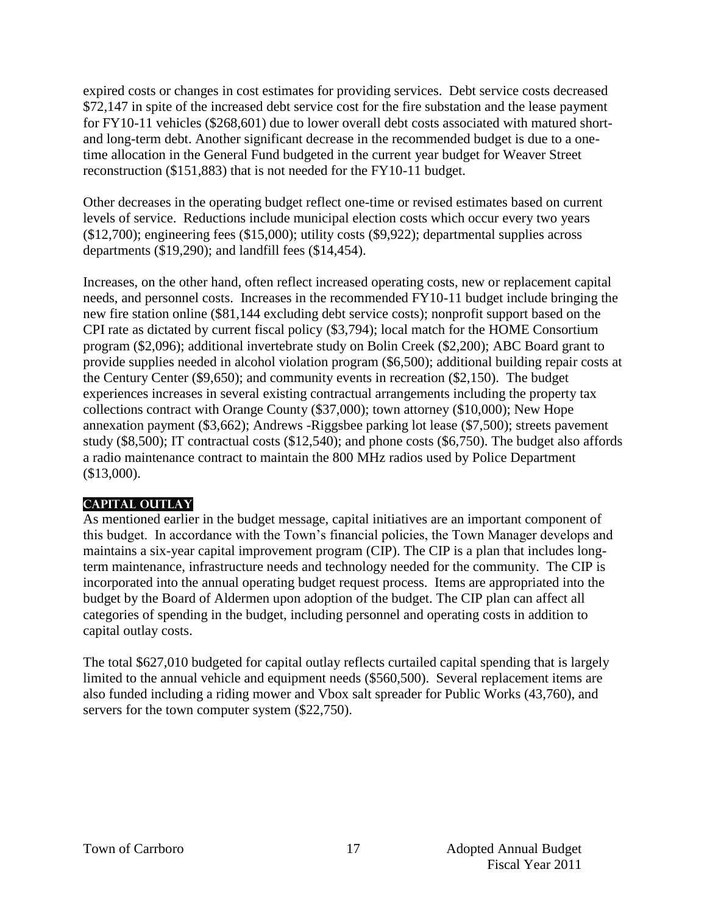expired costs or changes in cost estimates for providing services. Debt service costs decreased $72,147 in spite of the increased debt service cost for the fire substation and the lease payment for FY10-11 vehicles ($268,601) due to lower overall debt costs associated with matured short- and long-term debt. Another significant decrease in the recommended budget is due to a one-time allocation in the General Fund budgeted in the current year budget for Weaver Street reconstruction ($151,883) that is not needed for the FY10-11 budget.

Other decreases in the operating budget reflect one-time or revised estimates based on current levels of service. Reductions include municipal election costs which occur every two years ($12,700); engineering fees ($15,000); utility costs ($9,922); departmental supplies across departments ($19,290); and landfill fees ($14,454).

Increases, on the other hand, often reflect increased operating costs, new or replacement capital needs, and personnel costs. Increases in the recommended FY10-11 budget include bringing the new fire station online ($81,144 excluding debt service costs); nonprofit support based on the CPI rate as dictated by current fiscal policy ($3,794); local match for the HOME Consortium program ($2,096); additional invertebrate study on Bolin Creek ($2,200); ABC Board grant to provide supplies needed in alcohol violation program ($6,500); additional building repair costs at the Century Center ($9,650); and community events in recreation ($2,150). The budget experiences increases in several existing contractual arrangements including the property tax collections contract with Orange County ($37,000); town attorney ($10,000); New Hope annexation payment ($3,662); Andrews -Riggsbee parking lot lease ($7,500); streets pavement study ($8,500); IT contractual costs ($12,540); and phone costs ($6,750). The budget also affords a radio maintenance contract to maintain the 800 MHz radios used by Police Department ($13,000).

## CAPITAL OUTLAY

As mentioned earlier in the budget message, capital initiatives are an important component of this budget. In accordance with the Town's financial policies, the Town Manager develops and maintains a six-year capital improvement program (CIP). The CIP is a plan that includes long-term maintenance, infrastructure needs and technology needed for the community. The CIP is incorporated into the annual operating budget request process. Items are appropriated into the budget by the Board of Aldermen upon adoption of the budget. The CIP plan can affect all categories of spending in the budget, including personnel and operating costs in addition to capital outlay costs.

The total $627,010 budgeted for capital outlay reflects curtailed capital spending that is largely limited to the annual vehicle and equipment needs ($560,500). Several replacement items are also funded including a riding mower and Vbox salt spreader for Public Works (43,760), and servers for the town computer system ($22,750).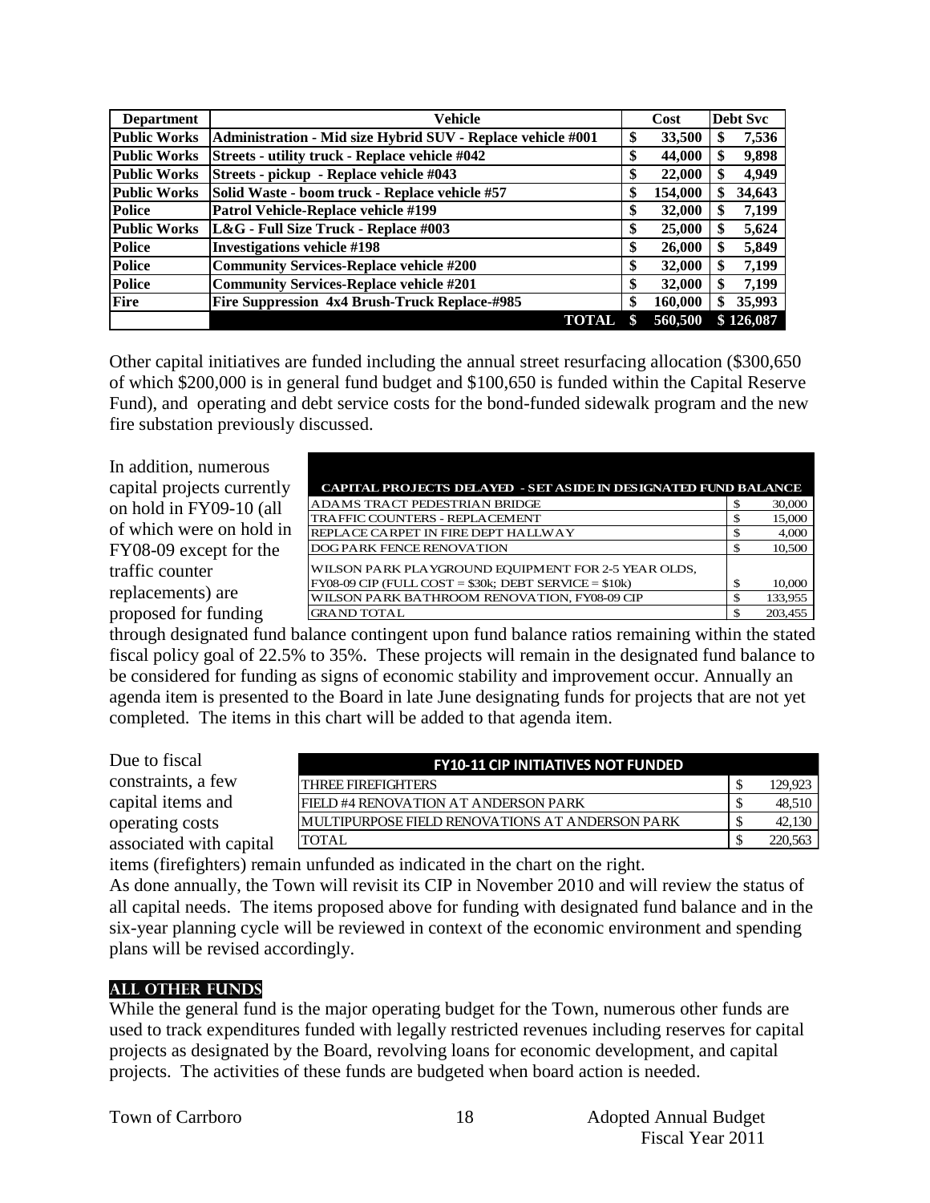| Department | Vehicle | Cost | Debt Svc |
|---|---|---|---|
| Public Works | Administration - Mid size Hybrid SUV - Replace vehicle #001 | $ 33,500 | $ 7,536 |
| Public Works | Streets - utility truck - Replace vehicle #042 | $ 44,000 | $ 9,898 |
| Public Works | Streets - pickup - Replace vehicle #043 | $ 22,000 | $ 4,949 |
| Public Works | Solid Waste - boom truck - Replace vehicle #57 | $ 154,000 | $ 34,643 |
| Police | Patrol Vehicle-Replace vehicle #199 | $ 32,000 | $ 7,199 |
| Public Works | L&G - Full Size Truck - Replace #003 | $ 25,000 | $ 5,624 |
| Police | Investigations vehicle #198 | $ 26,000 | $ 5,849 |
| Police | Community Services-Replace vehicle #200 | $ 32,000 | $ 7,199 |
| Police | Community Services-Replace vehicle #201 | $ 32,000 | $ 7,199 |
| Fire | Fire Suppression 4x4 Brush-Truck Replace-#985 | $ 160,000 | $ 35,993 |
| | **TOTAL** | **$ 560,500** | **$ 126,087** |

Other capital initiatives are funded including the annual street resurfacing allocation ($300,650 of which $200,000 is in general fund budget and $100,650 is funded within the Capital Reserve Fund), and operating and debt service costs for the bond-funded sidewalk program and the new fire substation previously discussed.

In addition, numerous capital projects currently on hold in FY09-10 (all of which were on hold in FY08-09 except for the traffic counter replacements) are proposed for funding through designated fund balance contingent upon fund balance ratios remaining within the stated fiscal policy goal of 22.5% to 35%. These projects will remain in the designated fund balance to be considered for funding as signs of economic stability and improvement occur. Annually an agenda item is presented to the Board in late June designating funds for projects that are not yet completed. The items in this chart will be added to that agenda item.

| CAPITAL PROJECTS DELAYED - SET ASIDE IN DESIGNATED FUND BALANCE | |
|---|---|
| ADAMS TRACT PEDESTRIAN BRIDGE | $ 30,000 |
| TRAFFIC COUNTERS - REPLACEMENT | $ 15,000 |
| REPLACE CARPET IN FIRE DEPT HALLWAY | $ 4,000 |
| DOG PARK FENCE RENOVATION | $ 10,500 |
| WILSON PARK PLAYGROUND EQUIPMENT FOR 2-5 YEAR OLDS, FY08-09 CIP (FULL COST = $30k; DEBT SERVICE = $10k) | $ 10,000 |
| WILSON PARK BATHROOM RENOVATION, FY08-09 CIP | $ 133,955 |
| GRAND TOTAL | $ 203,455 |

Due to fiscal constraints, a few capital items and operating costs associated with capital items (firefighters) remain unfunded as indicated in the chart on the right.

| FY10-11 CIP INITIATIVES NOT FUNDED | |
|---|---|
| THREE FIREFIGHTERS | $ 129,923 |
| FIELD #4 RENOVATION AT ANDERSON PARK | $ 48,510 |
| MULTIPURPOSE FIELD RENOVATIONS AT ANDERSON PARK | $ 42,130 |
| TOTAL | $ 220,563 |

As done annually, the Town will revisit its CIP in November 2010 and will review the status of all capital needs. The items proposed above for funding with designated fund balance and in the six-year planning cycle will be reviewed in context of the economic environment and spending plans will be revised accordingly.

## ALL OTHER FUNDS

While the general fund is the major operating budget for the Town, numerous other funds are used to track expenditures funded with legally restricted revenues including reserves for capital projects as designated by the Board, revolving loans for economic development, and capital projects. The activities of these funds are budgeted when board action is needed.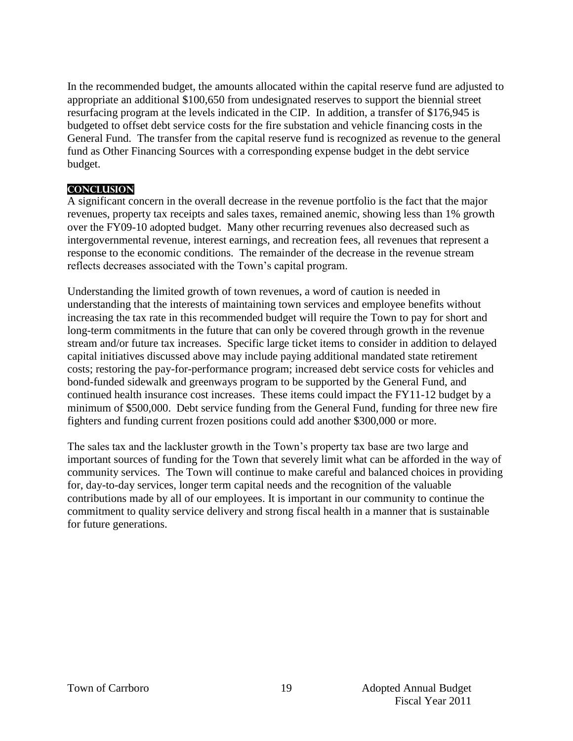In the recommended budget, the amounts allocated within the capital reserve fund are adjusted to appropriate an additional $100,650 from undesignated reserves to support the biennial street resurfacing program at the levels indicated in the CIP. In addition, a transfer of $176,945 is budgeted to offset debt service costs for the fire substation and vehicle financing costs in the General Fund. The transfer from the capital reserve fund is recognized as revenue to the general fund as Other Financing Sources with a corresponding expense budget in the debt service budget.

## Conclusion

A significant concern in the overall decrease in the revenue portfolio is the fact that the major revenues, property tax receipts and sales taxes, remained anemic, showing less than 1% growth over the FY09-10 adopted budget. Many other recurring revenues also decreased such as intergovernmental revenue, interest earnings, and recreation fees, all revenues that represent a response to the economic conditions. The remainder of the decrease in the revenue stream reflects decreases associated with the Town's capital program.

Understanding the limited growth of town revenues, a word of caution is needed in understanding that the interests of maintaining town services and employee benefits without increasing the tax rate in this recommended budget will require the Town to pay for short and long-term commitments in the future that can only be covered through growth in the revenue stream and/or future tax increases. Specific large ticket items to consider in addition to delayed capital initiatives discussed above may include paying additional mandated state retirement costs; restoring the pay-for-performance program; increased debt service costs for vehicles and bond-funded sidewalk and greenways program to be supported by the General Fund, and continued health insurance cost increases. These items could impact the FY11-12 budget by a minimum of $500,000. Debt service funding from the General Fund, funding for three new fire fighters and funding current frozen positions could add another $300,000 or more.

The sales tax and the lackluster growth in the Town's property tax base are two large and important sources of funding for the Town that severely limit what can be afforded in the way of community services. The Town will continue to make careful and balanced choices in providing for, day-to-day services, longer term capital needs and the recognition of the valuable contributions made by all of our employees. It is important in our community to continue the commitment to quality service delivery and strong fiscal health in a manner that is sustainable for future generations.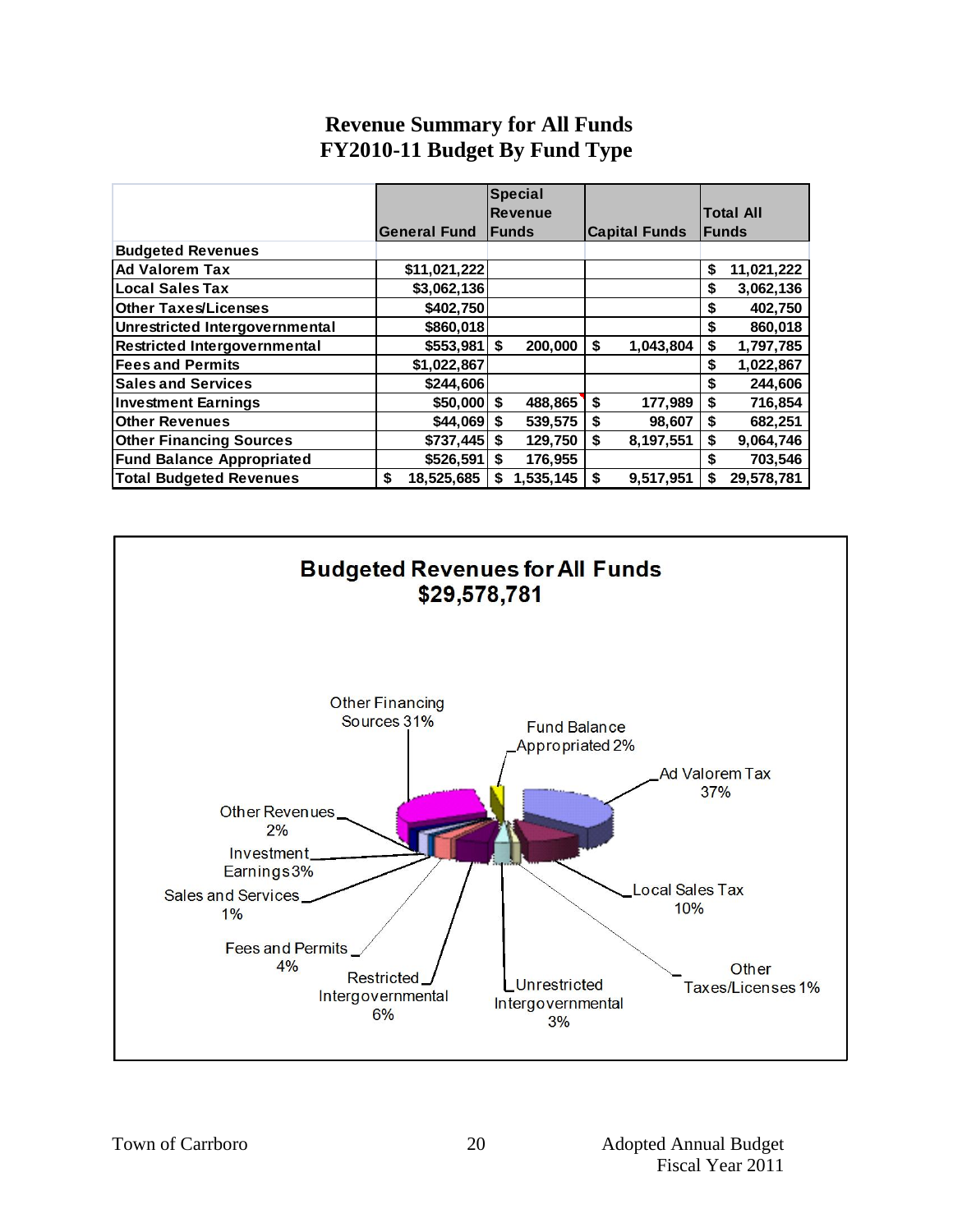# Revenue Summary for All Funds
## FY2010-11 Budget By Fund Type

| | General Fund | Special Revenue Funds | Capital Funds | Total All Funds |
|---|---|---|---|---|
| **Budgeted Revenues** | | | | |
| Ad Valorem Tax | $11,021,222 | | | $ 11,021,222 |
| Local Sales Tax | $3,062,136 | | | $ 3,062,136 |
| Other Taxes/Licenses | $402,750 | | | $ 402,750 |
| Unrestricted Intergovernmental | $860,018 | | | $ 860,018 |
| Restricted Intergovernmental | $553,981 | $ 200,000 | $ 1,043,804 | $ 1,797,785 |
| Fees and Permits | $1,022,867 | | | $ 1,022,867 |
| Sales and Services | $244,606 | | | $ 244,606 |
| Investment Earnings | $50,000 | $ 488,865 | $ 177,989 | $ 716,854 |
| Other Revenues | $44,069 | $ 539,575 | $ 98,607 | $ 682,251 |
| Other Financing Sources | $737,445 | $ 129,750 | $ 8,197,551 | $ 9,064,746 |
| Fund Balance Appropriated | $526,591 | $ 176,955 | | $ 703,546 |
| **Total Budgeted Revenues** | **$ 18,525,685** | **$ 1,535,145** | **$ 9,517,951** | **$ 29,578,781** |

**Budgeted Revenues for All Funds**
**$29,578,781**

- Ad Valorem Tax 37%
- Local Sales Tax 10%
- Other Taxes/Licenses 1%
- Unrestricted Intergovernmental 3%
- Restricted Intergovernmental 6%
- Fees and Permits 4%
- Sales and Services 1%
- Investment Earnings 3%
- Other Revenues 2%
- Other Financing Sources 31%
- Fund Balance Appropriated 2%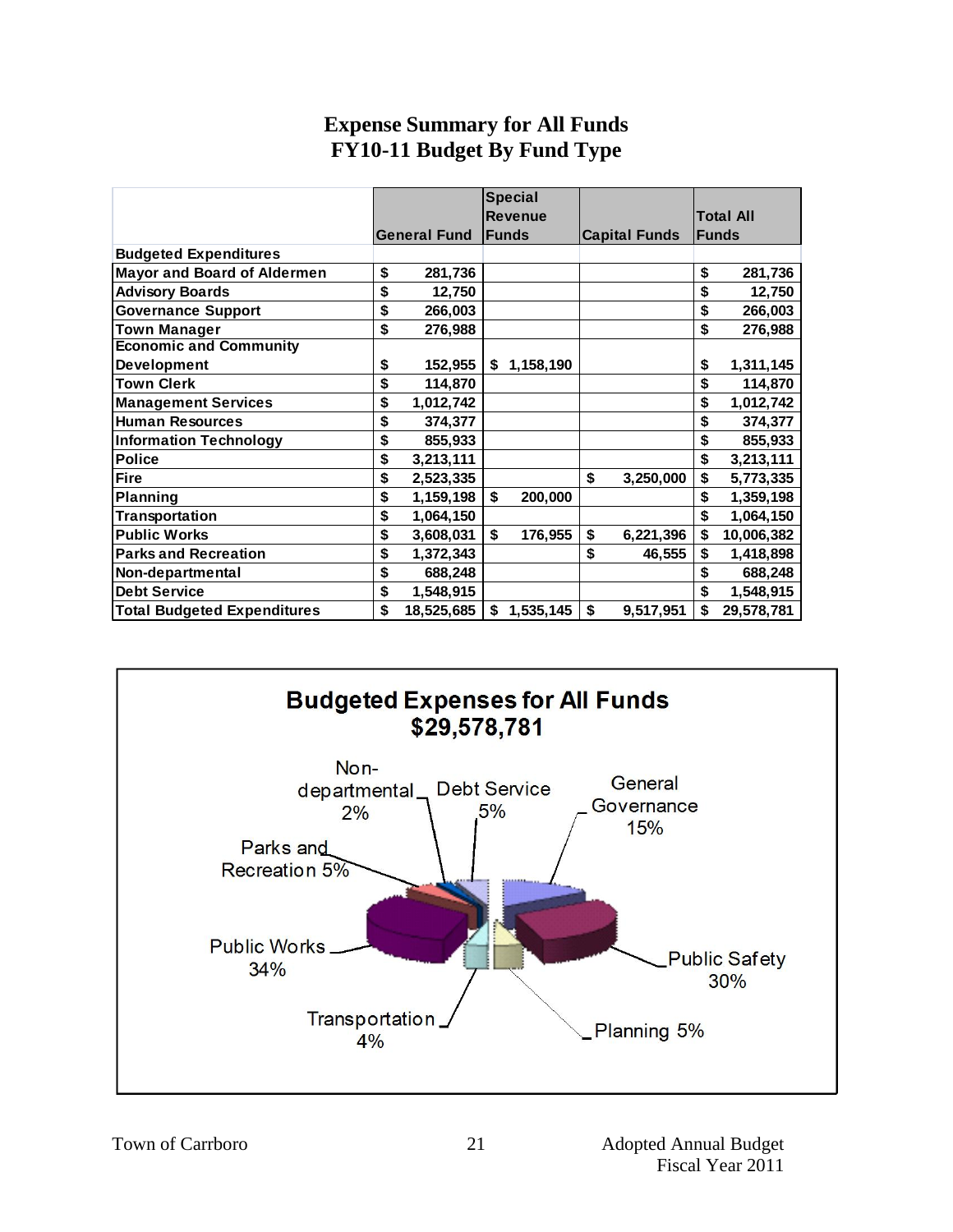## Expense Summary for All Funds
## FY10-11 Budget By Fund Type

| | General Fund | Special Revenue Funds | Capital Funds | Total All Funds |
|---|---|---|---|---|
| **Budgeted Expenditures** | | | | |
| Mayor and Board of Aldermen | $ 281,736 | | | $ 281,736 |
| Advisory Boards | $ 12,750 | | | $ 12,750 |
| Governance Support | $ 266,003 | | | $ 266,003 |
| Town Manager | $ 276,988 | | | $ 276,988 |
| Economic and Community Development | $ 152,955 | $ 1,158,190 | | $ 1,311,145 |
| Town Clerk | $ 114,870 | | | $ 114,870 |
| Management Services | $ 1,012,742 | | | $ 1,012,742 |
| Human Resources | $ 374,377 | | | $ 374,377 |
| Information Technology | $ 855,933 | | | $ 855,933 |
| Police | $ 3,213,111 | | | $ 3,213,111 |
| Fire | $ 2,523,335 | | $ 3,250,000 | $ 5,773,335 |
| Planning | $ 1,159,198 | $ 200,000 | | $ 1,359,198 |
| Transportation | $ 1,064,150 | | | $ 1,064,150 |
| Public Works | $ 3,608,031 | $ 176,955 | $ 6,221,396 | $ 10,006,382 |
| Parks and Recreation | $ 1,372,343 | | $ 46,555 | $ 1,418,898 |
| Non-departmental | $ 688,248 | | | $ 688,248 |
| Debt Service | $ 1,548,915 | | | $ 1,548,915 |
| **Total Budgeted Expenditures** | $ 18,525,685 | $ 1,535,145 | $ 9,517,951 | $ 29,578,781 |

**Budgeted Expenses for All Funds**
**$29,578,781**

- General Governance 15%
- Public Safety 30%
- Planning 5%
- Transportation 4%
- Public Works 34%
- Parks and Recreation 5%
- Non-departmental 2%
- Debt Service 5%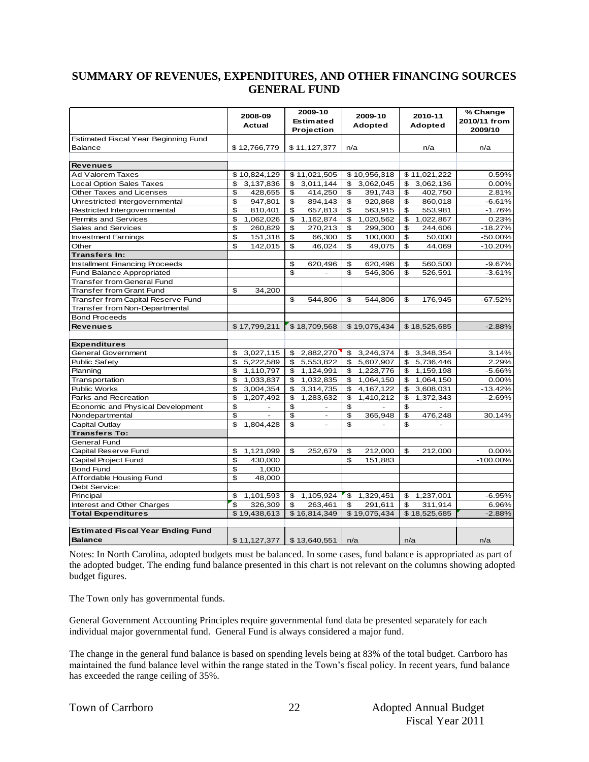# SUMMARY OF REVENUES, EXPENDITURES, AND OTHER FINANCING SOURCES GENERAL FUND

| | 2008-09 Actual | 2009-10 Estimated Projection | 2009-10 Adopted | 2010-11 Adopted | % Change 2010/11 from 2009/10 |
|---|---|---|---|---|---|
| Estimated Fiscal Year Beginning Fund Balance | $ 12,766,779 | $ 11,127,377 | n/a | n/a | n/a |
| | | | | | |
| **Revenues** | | | | | |
| Ad Valorem Taxes | $ 10,824,129 | $ 11,021,505 | $ 10,956,318 | $ 11,021,222 | 0.59% |
| Local Option Sales Taxes | $ 3,137,836 | $ 3,011,144 | $ 3,062,045 | $ 3,062,136 | 0.00% |
| Other Taxes and Licenses | $ 428,655 | $ 414,250 | $ 391,743 | $ 402,750 | 2.81% |
| Unrestricted Intergovernmental | $ 947,801 | $ 894,143 | $ 920,868 | $ 860,018 | -6.61% |
| Restricted Intergovernmental | $ 810,401 | $ 657,813 | $ 563,915 | $ 553,981 | -1.76% |
| Permits and Services | $ 1,062,026 | $ 1,162,874 | $ 1,020,562 | $ 1,022,867 | 0.23% |
| Sales and Services | $ 260,829 | $ 270,213 | $ 299,300 | $ 244,606 | -18.27% |
| Investment Earnings | $ 151,318 | $ 66,300 | $ 100,000 | $ 50,000 | -50.00% |
| Other | $ 142,015 | $ 46,024 | $ 49,075 | $ 44,069 | -10.20% |
| **Transfers In:** | | | | | |
| Installment Financing Proceeds | | $ 620,496 | $ 620,496 | $ 560,500 | -9.67% |
| Fund Balance Appropriated | | $ - | $ 546,306 | $ 526,591 | -3.61% |
| Transfer from General Fund | | | | | |
| Transfer from Grant Fund | $ 34,200 | | | | |
| Transfer from Capital Reserve Fund | | $ 544,806 | $ 544,806 | $ 176,945 | -67.52% |
| Transfer from Non-Departmental | | | | | |
| Bond Proceeds | | | | | |
| **Revenues** | $ 17,799,211 | $ 18,709,568 | $ 19,075,434 | $ 18,525,685 | -2.88% |
| | | | | | |
| **Expenditures** | | | | | |
| General Government | $ 3,027,115 | $ 2,882,270 | $ 3,246,374 | $ 3,348,354 | 3.14% |
| Public Safety | $ 5,222,589 | $ 5,553,822 | $ 5,607,907 | $ 5,736,446 | 2.29% |
| Planning | $ 1,110,797 | $ 1,124,991 | $ 1,228,776 | $ 1,159,198 | -5.66% |
| Transportation | $ 1,033,837 | $ 1,032,835 | $ 1,064,150 | $ 1,064,150 | 0.00% |
| Public Works | $ 3,004,354 | $ 3,314,735 | $ 4,167,122 | $ 3,608,031 | -13.42% |
| Parks and Recreation | $ 1,207,492 | $ 1,283,632 | $ 1,410,212 | $ 1,372,343 | -2.69% |
| Economic and Physical Development | $ - | $ - | $ - | $ - | |
| Nondepartmental | $ - | $ - | $ 365,948 | $ 476,248 | 30.14% |
| Capital Outlay | $ 1,804,428 | $ - | $ - | $ - | |
| **Transfers To:** | | | | | |
| General Fund | | | | | |
| Capital Reserve Fund | $ 1,121,099 | $ 252,679 | $ 212,000 | $ 212,000 | 0.00% |
| Capital Project Fund | $ 430,000 | | $ 151,883 | | -100.00% |
| Bond Fund | $ 1,000 | | | | |
| Affordable Housing Fund | $ 48,000 | | | | |
| Debt Service: | | | | | |
| Principal | $ 1,101,593 | $ 1,105,924 | $ 1,329,451 | $ 1,237,001 | -6.95% |
| Interest and Other Charges | $ 326,309 | $ 263,461 | $ 291,611 | $ 311,914 | 6.96% |
| **Total Expenditures** | $ 19,438,613 | $ 16,814,349 | $ 19,075,434 | $ 18,525,685 | -2.88% |
| | | | | | |
| **Estimated Fiscal Year Ending Fund Balance** | $ 11,127,377 | $ 13,640,551 | n/a | n/a | n/a |

Notes: In North Carolina, adopted budgets must be balanced. In some cases, fund balance is appropriated as part of the adopted budget. The ending fund balance presented in this chart is not relevant on the columns showing adopted budget figures.

The Town only has governmental funds.

General Government Accounting Principles require governmental fund data be presented separately for each individual major governmental fund. General Fund is always considered a major fund.

The change in the general fund balance is based on spending levels being at 83% of the total budget. Carrboro has maintained the fund balance level within the range stated in the Town's fiscal policy. In recent years, fund balance has exceeded the range ceiling of 35%.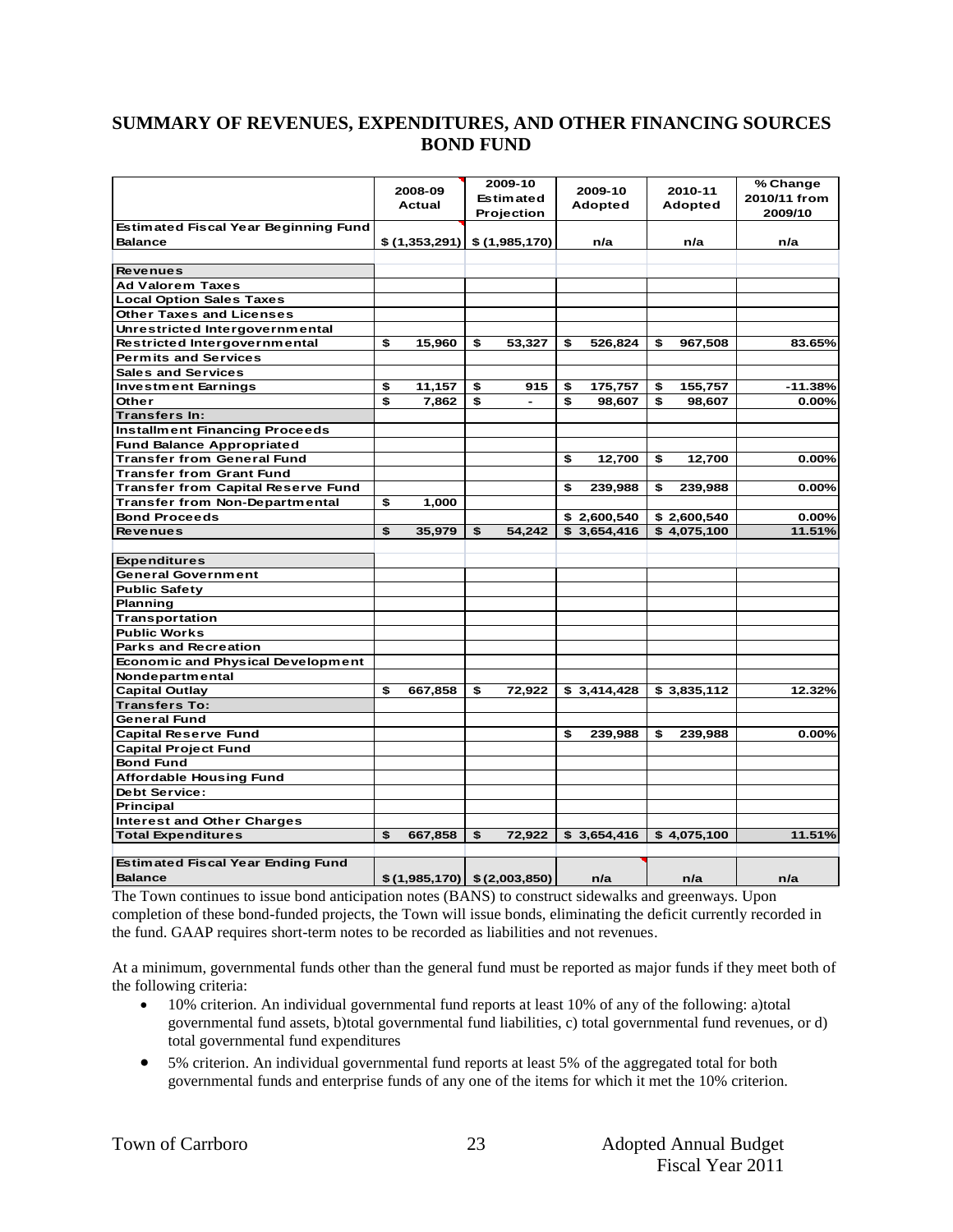## SUMMARY OF REVENUES, EXPENDITURES, AND OTHER FINANCING SOURCES BOND FUND

| | 2008-09 Actual | 2009-10 Estimated Projection | 2009-10 Adopted | 2010-11 Adopted | % Change 2010/11 from 2009/10 |
|---|---|---|---|---|---|
| **Estimated Fiscal Year Beginning Fund Balance** | $ (1,353,291) | $ (1,985,170) | n/a | n/a | n/a |
| **Revenues** | | | | | |
| Ad Valorem Taxes | | | | | |
| Local Option Sales Taxes | | | | | |
| Other Taxes and Licenses | | | | | |
| Unrestricted Intergovernmental | | | | | |
| Restricted Intergovernmental | $ 15,960 | $ 53,327 | $ 526,824 | $ 967,508 | 83.65% |
| Permits and Services | | | | | |
| Sales and Services | | | | | |
| Investment Earnings | $ 11,157 | $ 915 | $ 175,757 | $ 155,757 | -11.38% |
| Other | $ 7,862 | $ - | $ 98,607 | $ 98,607 | 0.00% |
| **Transfers In:** | | | | | |
| Installment Financing Proceeds | | | | | |
| Fund Balance Appropriated | | | | | |
| Transfer from General Fund | | | $ 12,700 | $ 12,700 | 0.00% |
| Transfer from Grant Fund | | | | | |
| Transfer from Capital Reserve Fund | | | $ 239,988 | $ 239,988 | 0.00% |
| Transfer from Non-Departmental | $ 1,000 | | | | |
| Bond Proceeds | | | $ 2,600,540 | $ 2,600,540 | 0.00% |
| **Revenues** | $ 35,979 | $ 54,242 | $ 3,654,416 | $ 4,075,100 | 11.51% |
| **Expenditures** | | | | | |
| General Government | | | | | |
| Public Safety | | | | | |
| Planning | | | | | |
| Transportation | | | | | |
| Public Works | | | | | |
| Parks and Recreation | | | | | |
| Economic and Physical Development | | | | | |
| Nondepartmental | | | | | |
| Capital Outlay | $ 667,858 | $ 72,922 | $ 3,414,428 | $ 3,835,112 | 12.32% |
| **Transfers To:** | | | | | |
| General Fund | | | | | |
| Capital Reserve Fund | | | $ 239,988 | $ 239,988 | 0.00% |
| Capital Project Fund | | | | | |
| Bond Fund | | | | | |
| Affordable Housing Fund | | | | | |
| Debt Service: | | | | | |
| Principal | | | | | |
| Interest and Other Charges | | | | | |
| **Total Expenditures** | $ 667,858 | $ 72,922 | $ 3,654,416 | $ 4,075,100 | 11.51% |
| **Estimated Fiscal Year Ending Fund Balance** | $ (1,985,170) | $ (2,003,850) | n/a | n/a | n/a |

The Town continues to issue bond anticipation notes (BANS) to construct sidewalks and greenways. Upon completion of these bond-funded projects, the Town will issue bonds, eliminating the deficit currently recorded in the fund. GAAP requires short-term notes to be recorded as liabilities and not revenues.

At a minimum, governmental funds other than the general fund must be reported as major funds if they meet both of the following criteria:

- 10% criterion. An individual governmental fund reports at least 10% of any of the following: a)total governmental fund assets, b)total governmental fund liabilities, c) total governmental fund revenues, or d) total governmental fund expenditures
- 5% criterion. An individual governmental fund reports at least 5% of the aggregated total for both governmental funds and enterprise funds of any one of the items for which it met the 10% criterion.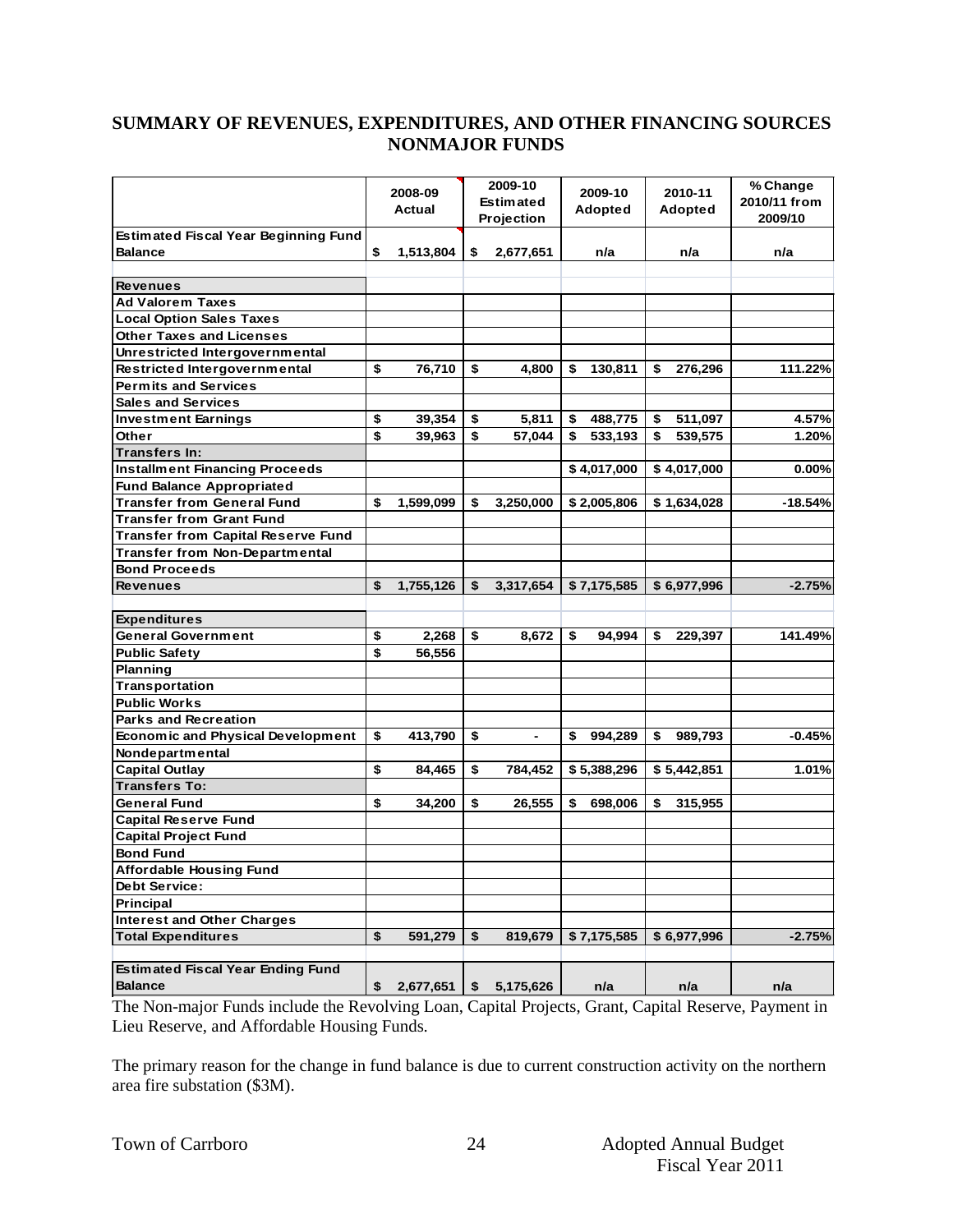## SUMMARY OF REVENUES, EXPENDITURES, AND OTHER FINANCING SOURCES NONMAJOR FUNDS

| | 2008-09 Actual | 2009-10 Estimated Projection | 2009-10 Adopted | 2010-11 Adopted | % Change 2010/11 from 2009/10 |
|---|---|---|---|---|---|
| **Estimated Fiscal Year Beginning Fund Balance** | $ 1,513,804 | $ 2,677,651 | n/a | n/a | n/a |
| | | | | | |
| **Revenues** | | | | | |
| Ad Valorem Taxes | | | | | |
| Local Option Sales Taxes | | | | | |
| Other Taxes and Licenses | | | | | |
| Unrestricted Intergovernmental | | | | | |
| Restricted Intergovernmental | $ 76,710 | $ 4,800 | $ 130,811 | $ 276,296 | 111.22% |
| Permits and Services | | | | | |
| Sales and Services | | | | | |
| Investment Earnings | $ 39,354 | $ 5,811 | $ 488,775 | $ 511,097 | 4.57% |
| Other | $ 39,963 | $ 57,044 | $ 533,193 | $ 539,575 | 1.20% |
| **Transfers In:** | | | | | |
| Installment Financing Proceeds | | | $ 4,017,000 | $ 4,017,000 | 0.00% |
| Fund Balance Appropriated | | | | | |
| Transfer from General Fund | $ 1,599,099 | $ 3,250,000 | $ 2,005,806 | $ 1,634,028 | -18.54% |
| Transfer from Grant Fund | | | | | |
| Transfer from Capital Reserve Fund | | | | | |
| Transfer from Non-Departmental | | | | | |
| Bond Proceeds | | | | | |
| **Revenues** | $ 1,755,126 | $ 3,317,654 | $ 7,175,585 | $ 6,977,996 | -2.75% |
| | | | | | |
| **Expenditures** | | | | | |
| General Government | $ 2,268 | $ 8,672 | $ 94,994 | $ 229,397 | 141.49% |
| Public Safety | $ 56,556 | | | | |
| Planning | | | | | |
| Transportation | | | | | |
| Public Works | | | | | |
| Parks and Recreation | | | | | |
| Economic and Physical Development | $ 413,790 | $ - | $ 994,289 | $ 989,793 | -0.45% |
| Nondepartmental | | | | | |
| Capital Outlay | $ 84,465 | $ 784,452 | $ 5,388,296 | $ 5,442,851 | 1.01% |
| **Transfers To:** | | | | | |
| General Fund | $ 34,200 | $ 26,555 | $ 698,006 | $ 315,955 | |
| Capital Reserve Fund | | | | | |
| Capital Project Fund | | | | | |
| Bond Fund | | | | | |
| Affordable Housing Fund | | | | | |
| **Debt Service:** | | | | | |
| Principal | | | | | |
| Interest and Other Charges | | | | | |
| **Total Expenditures** | $ 591,279 | $ 819,679 | $ 7,175,585 | $ 6,977,996 | -2.75% |
| | | | | | |
| **Estimated Fiscal Year Ending Fund Balance** | $ 2,677,651 | $ 5,175,626 | n/a | n/a | n/a |

The Non-major Funds include the Revolving Loan, Capital Projects, Grant, Capital Reserve, Payment in Lieu Reserve, and Affordable Housing Funds.

The primary reason for the change in fund balance is due to current construction activity on the northern area fire substation ($3M).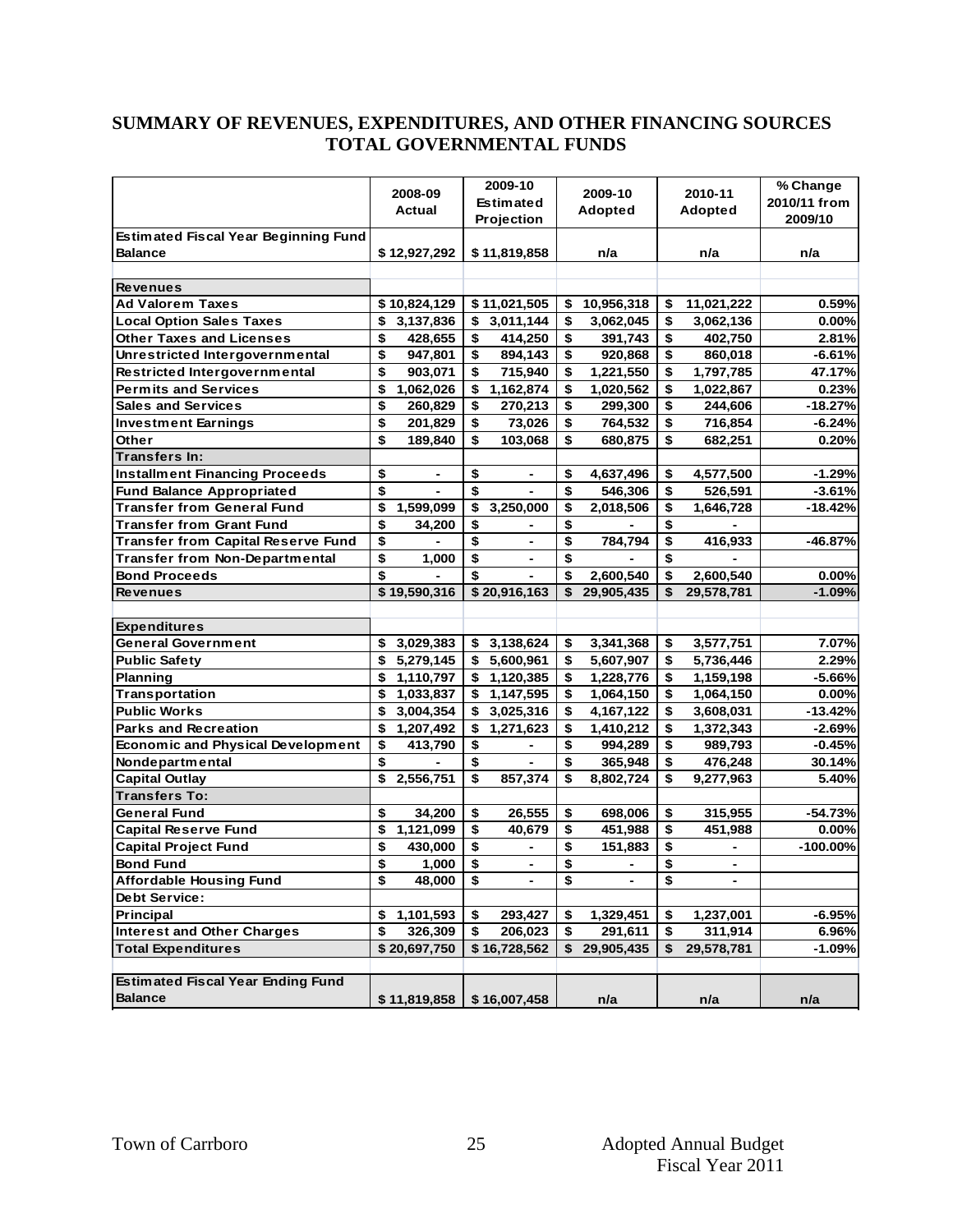# SUMMARY OF REVENUES, EXPENDITURES, AND OTHER FINANCING SOURCES
# TOTAL GOVERNMENTAL FUNDS

| | 2008-09 Actual | 2009-10 Estimated Projection | 2009-10 Adopted | 2010-11 Adopted | % Change 2010/11 from 2009/10 |
|---|---|---|---|---|---|
| **Estimated Fiscal Year Beginning Fund Balance** | $ 12,927,292 | $ 11,819,858 | n/a | n/a | n/a |
| | | | | | |
| **Revenues** | | | | | |
| Ad Valorem Taxes | $ 10,824,129 | $ 11,021,505 | $ 10,956,318 | $ 11,021,222 | 0.59% |
| Local Option Sales Taxes | $ 3,137,836 | $ 3,011,144 | $ 3,062,045 | $ 3,062,136 | 0.00% |
| Other Taxes and Licenses | $ 428,655 | $ 414,250 | $ 391,743 | $ 402,750 | 2.81% |
| Unrestricted Intergovernmental | $ 947,801 | $ 894,143 | $ 920,868 | $ 860,018 | -6.61% |
| Restricted Intergovernmental | $ 903,071 | $ 715,940 | $ 1,221,550 | $ 1,797,785 | 47.17% |
| Permits and Services | $ 1,062,026 | $ 1,162,874 | $ 1,020,562 | $ 1,022,867 | 0.23% |
| Sales and Services | $ 260,829 | $ 270,213 | $ 299,300 | $ 244,606 | -18.27% |
| Investment Earnings | $ 201,829 | $ 73,026 | $ 764,532 | $ 716,854 | -6.24% |
| Other | $ 189,840 | $ 103,068 | $ 680,875 | $ 682,251 | 0.20% |
| **Transfers In:** | | | | | |
| Installment Financing Proceeds | $ - | $ - | $ 4,637,496 | $ 4,577,500 | -1.29% |
| Fund Balance Appropriated | $ - | $ - | $ 546,306 | $ 526,591 | -3.61% |
| Transfer from General Fund | $ 1,599,099 | $ 3,250,000 | $ 2,018,506 | $ 1,646,728 | -18.42% |
| Transfer from Grant Fund | $ 34,200 | $ - | $ - | $ - | |
| Transfer from Capital Reserve Fund | $ - | $ - | $ 784,794 | $ 416,933 | -46.87% |
| Transfer from Non-Departmental | $ 1,000 | $ - | $ - | $ - | |
| Bond Proceeds | $ - | $ - | $ 2,600,540 | $ 2,600,540 | 0.00% |
| **Revenues** | $ 19,590,316 | $ 20,916,163 | $ 29,905,435 | $ 29,578,781 | -1.09% |
| | | | | | |
| **Expenditures** | | | | | |
| General Government | $ 3,029,383 | $ 3,138,624 | $ 3,341,368 | $ 3,577,751 | 7.07% |
| Public Safety | $ 5,279,145 | $ 5,600,961 | $ 5,607,907 | $ 5,736,446 | 2.29% |
| Planning | $ 1,110,797 | $ 1,120,385 | $ 1,228,776 | $ 1,159,198 | -5.66% |
| Transportation | $ 1,033,837 | $ 1,147,595 | $ 1,064,150 | $ 1,064,150 | 0.00% |
| Public Works | $ 3,004,354 | $ 3,025,316 | $ 4,167,122 | $ 3,608,031 | -13.42% |
| Parks and Recreation | $ 1,207,492 | $ 1,271,623 | $ 1,410,212 | $ 1,372,343 | -2.69% |
| Economic and Physical Development | $ 413,790 | $ - | $ 994,289 | $ 989,793 | -0.45% |
| Nondepartmental | $ - | $ - | $ 365,948 | $ 476,248 | 30.14% |
| Capital Outlay | $ 2,556,751 | $ 857,374 | $ 8,802,724 | $ 9,277,963 | 5.40% |
| **Transfers To:** | | | | | |
| General Fund | $ 34,200 | $ 26,555 | $ 698,006 | $ 315,955 | -54.73% |
| Capital Reserve Fund | $ 1,121,099 | $ 40,679 | $ 451,988 | $ 451,988 | 0.00% |
| Capital Project Fund | $ 430,000 | $ - | $ 151,883 | $ - | -100.00% |
| Bond Fund | $ 1,000 | $ - | $ - | $ - | |
| Affordable Housing Fund | $ 48,000 | $ - | $ - | $ - | |
| **Debt Service:** | | | | | |
| Principal | $ 1,101,593 | $ 293,427 | $ 1,329,451 | $ 1,237,001 | -6.95% |
| Interest and Other Charges | $ 326,309 | $ 206,023 | $ 291,611 | $ 311,914 | 6.96% |
| **Total Expenditures** | $ 20,697,750 | $ 16,728,562 | $ 29,905,435 | $ 29,578,781 | -1.09% |
| | | | | | |
| **Estimated Fiscal Year Ending Fund Balance** | $ 11,819,858 | $ 16,007,458 | n/a | n/a | n/a |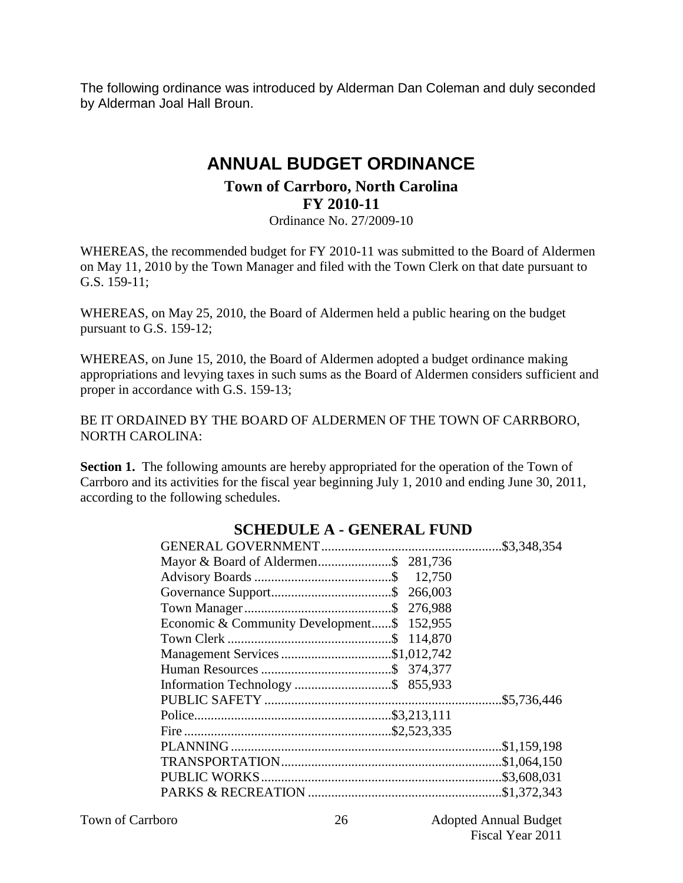The following ordinance was introduced by Alderman Dan Coleman and duly seconded by Alderman Joal Hall Broun.

# ANNUAL BUDGET ORDINANCE

## Town of Carrboro, North Carolina
## FY 2010-11

Ordinance No. 27/2009-10

WHEREAS, the recommended budget for FY 2010-11 was submitted to the Board of Aldermen on May 11, 2010 by the Town Manager and filed with the Town Clerk on that date pursuant to G.S. 159-11;

WHEREAS, on May 25, 2010, the Board of Aldermen held a public hearing on the budget pursuant to G.S. 159-12;

WHEREAS, on June 15, 2010, the Board of Aldermen adopted a budget ordinance making appropriations and levying taxes in such sums as the Board of Aldermen considers sufficient and proper in accordance with G.S. 159-13;

BE IT ORDAINED BY THE BOARD OF ALDERMEN OF THE TOWN OF CARRBORO, NORTH CAROLINA:

**Section 1.** The following amounts are hereby appropriated for the operation of the Town of Carrboro and its activities for the fiscal year beginning July 1, 2010 and ending June 30, 2011, according to the following schedules.

## SCHEDULE A - GENERAL FUND

| Item | Department | Total |
|---|---|---|
| GENERAL GOVERNMENT | | $3,348,354 |
| Mayor & Board of Aldermen | $ 281,736 | |
| Advisory Boards | $ 12,750 | |
| Governance Support | $ 266,003 | |
| Town Manager | $ 276,988 | |
| Economic & Community Development | $ 152,955 | |
| Town Clerk | $ 114,870 | |
| Management Services | $1,012,742 | |
| Human Resources | $ 374,377 | |
| Information Technology | $ 855,933 | |
| PUBLIC SAFETY | | $5,736,446 |
| Police | $3,213,111 | |
| Fire | $2,523,335 | |
| PLANNING | | $1,159,198 |
| TRANSPORTATION | | $1,064,150 |
| PUBLIC WORKS | | $3,608,031 |
| PARKS & RECREATION | | $1,372,343 |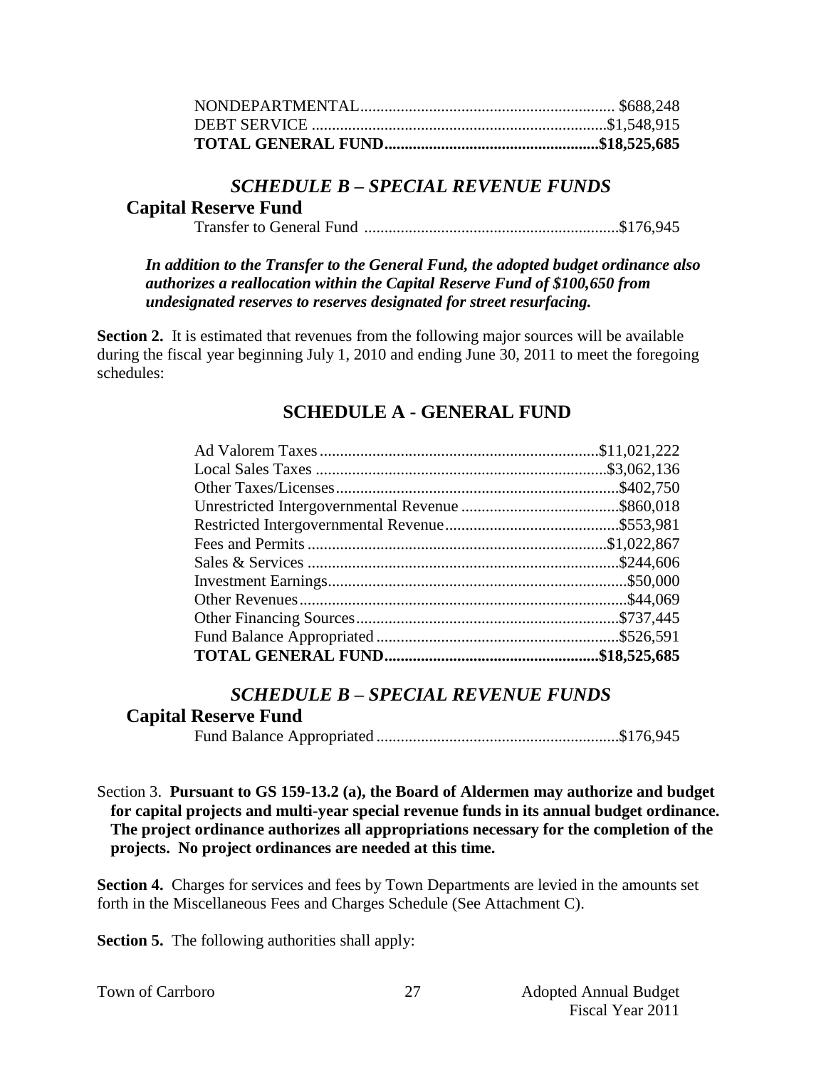| | |
|---|---|
| NONDEPARTMENTAL | $688,248 |
| DEBT SERVICE | $1,548,915 |
| **TOTAL GENERAL FUND** | **$18,525,685** |

## *SCHEDULE B – SPECIAL REVENUE FUNDS*

### Capital Reserve Fund

| | |
|---|---|
| Transfer to General Fund | $176,945 |

***In addition to the Transfer to the General Fund, the adopted budget ordinance also authorizes a reallocation within the Capital Reserve Fund of $100,650 from undesignated reserves to reserves designated for street resurfacing.***

**Section 2.** It is estimated that revenues from the following major sources will be available during the fiscal year beginning July 1, 2010 and ending June 30, 2011 to meet the foregoing schedules:

## SCHEDULE A - GENERAL FUND

| | |
|---|---|
| Ad Valorem Taxes | $11,021,222 |
| Local Sales Taxes | $3,062,136 |
| Other Taxes/Licenses | $402,750 |
| Unrestricted Intergovernmental Revenue | $860,018 |
| Restricted Intergovernmental Revenue | $553,981 |
| Fees and Permits | $1,022,867 |
| Sales & Services | $244,606 |
| Investment Earnings | $50,000 |
| Other Revenues | $44,069 |
| Other Financing Sources | $737,445 |
| Fund Balance Appropriated | $526,591 |
| **TOTAL GENERAL FUND** | **$18,525,685** |

## *SCHEDULE B – SPECIAL REVENUE FUNDS*

### Capital Reserve Fund

| | |
|---|---|
| Fund Balance Appropriated | $176,945 |

Section 3. **Pursuant to GS 159-13.2 (a), the Board of Aldermen may authorize and budget for capital projects and multi-year special revenue funds in its annual budget ordinance. The project ordinance authorizes all appropriations necessary for the completion of the projects. No project ordinances are needed at this time.**

**Section 4.** Charges for services and fees by Town Departments are levied in the amounts set forth in the Miscellaneous Fees and Charges Schedule (See Attachment C).

**Section 5.** The following authorities shall apply: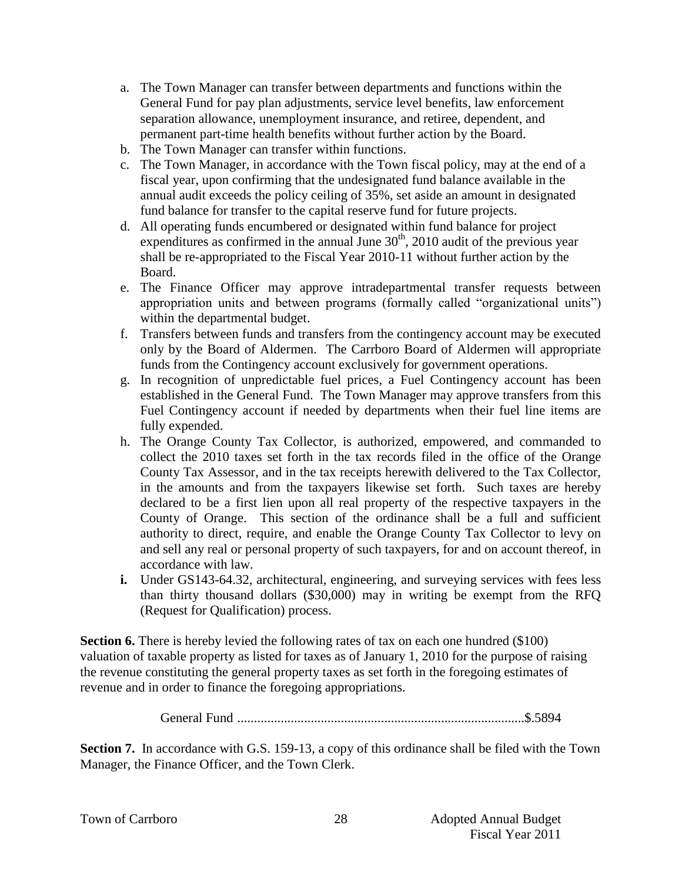a. The Town Manager can transfer between departments and functions within the General Fund for pay plan adjustments, service level benefits, law enforcement separation allowance, unemployment insurance, and retiree, dependent, and permanent part-time health benefits without further action by the Board.
b. The Town Manager can transfer within functions.
c. The Town Manager, in accordance with the Town fiscal policy, may at the end of a fiscal year, upon confirming that the undesignated fund balance available in the annual audit exceeds the policy ceiling of 35%, set aside an amount in designated fund balance for transfer to the capital reserve fund for future projects.
d. All operating funds encumbered or designated within fund balance for project expenditures as confirmed in the annual June 30th, 2010 audit of the previous year shall be re-appropriated to the Fiscal Year 2010-11 without further action by the Board.
e. The Finance Officer may approve intradepartmental transfer requests between appropriation units and between programs (formally called "organizational units") within the departmental budget.
f. Transfers between funds and transfers from the contingency account may be executed only by the Board of Aldermen. The Carrboro Board of Aldermen will appropriate funds from the Contingency account exclusively for government operations.
g. In recognition of unpredictable fuel prices, a Fuel Contingency account has been established in the General Fund. The Town Manager may approve transfers from this Fuel Contingency account if needed by departments when their fuel line items are fully expended.
h. The Orange County Tax Collector, is authorized, empowered, and commanded to collect the 2010 taxes set forth in the tax records filed in the office of the Orange County Tax Assessor, and in the tax receipts herewith delivered to the Tax Collector, in the amounts and from the taxpayers likewise set forth. Such taxes are hereby declared to be a first lien upon all real property of the respective taxpayers in the County of Orange. This section of the ordinance shall be a full and sufficient authority to direct, require, and enable the Orange County Tax Collector to levy on and sell any real or personal property of such taxpayers, for and on account thereof, in accordance with law.
**i.** Under GS143-64.32, architectural, engineering, and surveying services with fees less than thirty thousand dollars ($30,000) may in writing be exempt from the RFQ (Request for Qualification) process.

**Section 6.** There is hereby levied the following rates of tax on each one hundred ($100) valuation of taxable property as listed for taxes as of January 1, 2010 for the purpose of raising the revenue constituting the general property taxes as set forth in the foregoing estimates of revenue and in order to finance the foregoing appropriations.

General Fund .....................................................................................$.5894

**Section 7.** In accordance with G.S. 159-13, a copy of this ordinance shall be filed with the Town Manager, the Finance Officer, and the Town Clerk.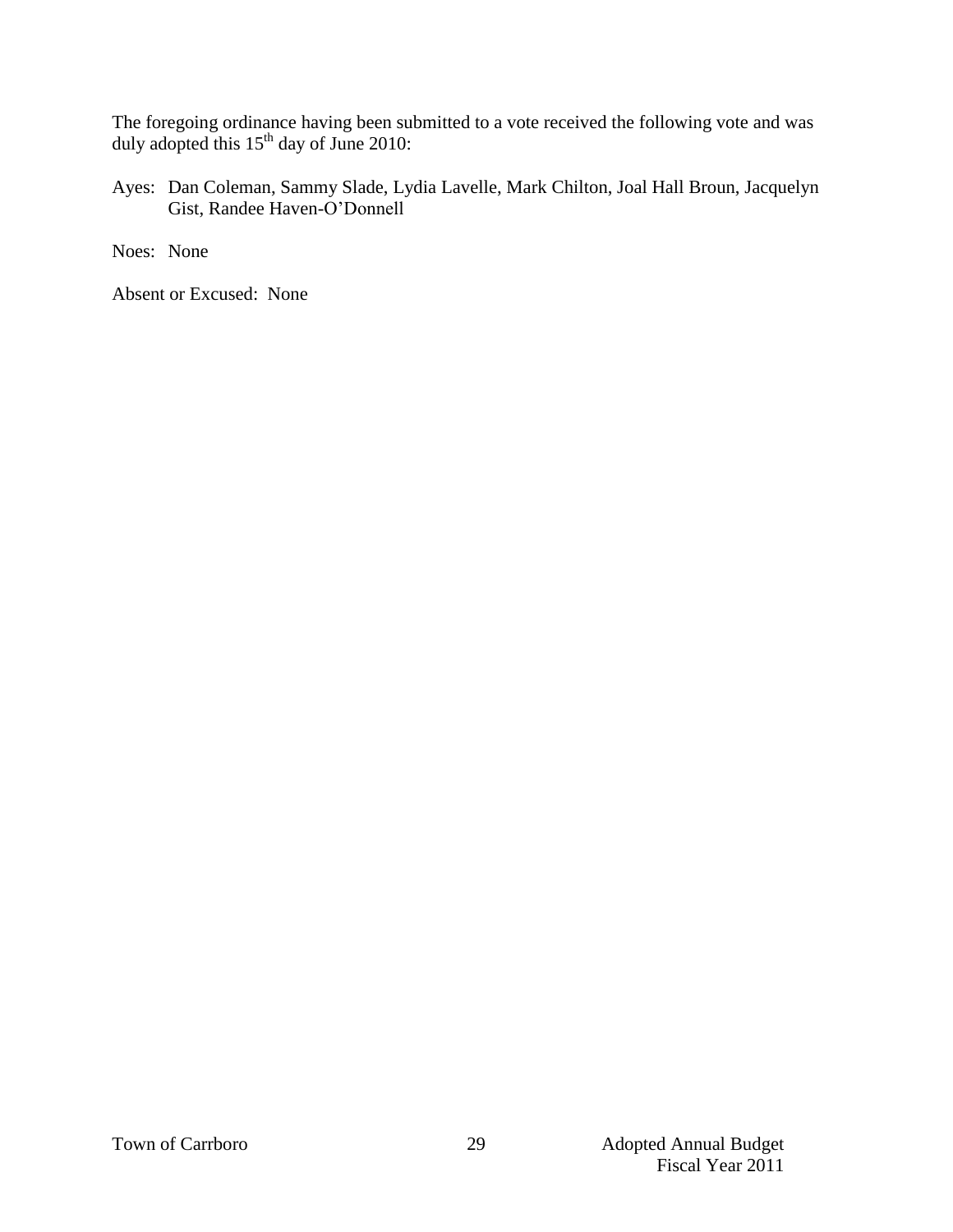The foregoing ordinance having been submitted to a vote received the following vote and was duly adopted this 15th day of June 2010:

Ayes: Dan Coleman, Sammy Slade, Lydia Lavelle, Mark Chilton, Joal Hall Broun, Jacquelyn Gist, Randee Haven-O'Donnell

Noes: None

Absent or Excused: None